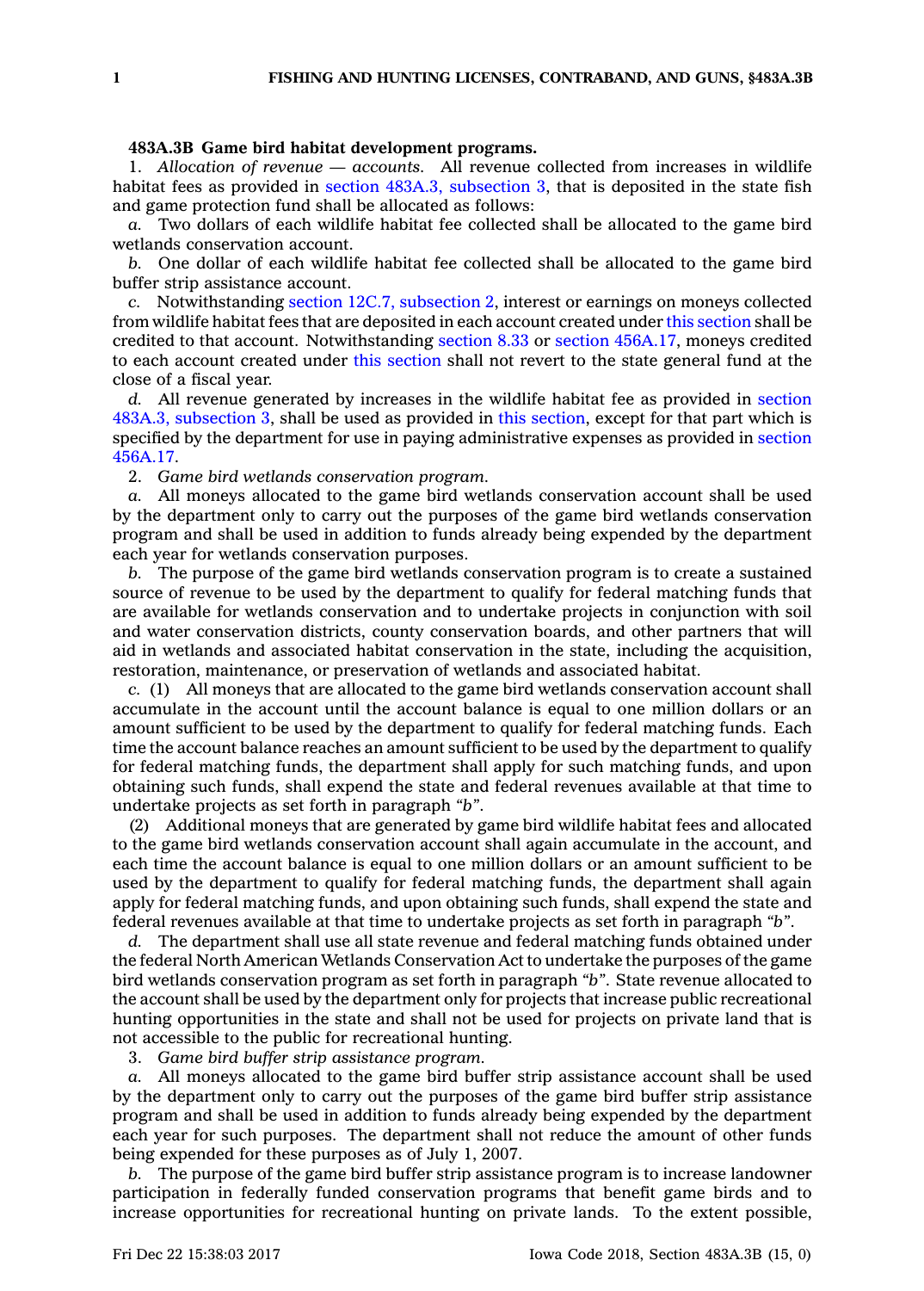**483A.3B Game bird habitat development programs.**

1. *Allocation of revenue — accounts.* All revenue collected from increases in wildlife habitat fees as provided in section 483A.3, subsection 3, that is deposited in the state fish and game protection fund shall be allocated as follows:

*a.* Two dollars of each wildlife habitat fee collected shall be allocated to the game bird wetlands conservation account.

*b.* One dollar of each wildlife habitat fee collected shall be allocated to the game bird buffer strip assistance account.

*c.* Notwithstanding section 12C.7, subsection 2, interest or earnings on moneys collected from wildlife habitat fees that are deposited in each account created under this section shall be credited to that account. Notwithstanding section 8.33 or section 456A.17, moneys credited to each account created under this section shall not revert to the state general fund at the close of a fiscal year.

*d.* All revenue generated by increases in the wildlife habitat fee as provided in section 483A.3, subsection 3, shall be used as provided in this section, except for that part which is specified by the department for use in paying administrative expenses as provided in section 456A.17.

2. *Game bird wetlands conservation program.*

*a.* All moneys allocated to the game bird wetlands conservation account shall be used by the department only to carry out the purposes of the game bird wetlands conservation program and shall be used in addition to funds already being expended by the department each year for wetlands conservation purposes.

*b.* The purpose of the game bird wetlands conservation program is to create a sustained source of revenue to be used by the department to qualify for federal matching funds that are available for wetlands conservation and to undertake projects in conjunction with soil and water conservation districts, county conservation boards, and other partners that will aid in wetlands and associated habitat conservation in the state, including the acquisition, restoration, maintenance, or preservation of wetlands and associated habitat.

*c.* (1) All moneys that are allocated to the game bird wetlands conservation account shall accumulate in the account until the account balance is equal to one million dollars or an amount sufficient to be used by the department to qualify for federal matching funds. Each time the account balance reaches an amount sufficient to be used by the department to qualify for federal matching funds, the department shall apply for such matching funds, and upon obtaining such funds, shall expend the state and federal revenues available at that time to undertake projects as set forth in paragraph *"b"*.

(2) Additional moneys that are generated by game bird wildlife habitat fees and allocated to the game bird wetlands conservation account shall again accumulate in the account, and each time the account balance is equal to one million dollars or an amount sufficient to be used by the department to qualify for federal matching funds, the department shall again apply for federal matching funds, and upon obtaining such funds, shall expend the state and federal revenues available at that time to undertake projects as set forth in paragraph *"b"*.

*d.* The department shall use all state revenue and federal matching funds obtained under the federal North American Wetlands Conservation Act to undertake the purposes of the game bird wetlands conservation program as set forth in paragraph *"b"*. State revenue allocated to the account shall be used by the department only for projects that increase public recreational hunting opportunities in the state and shall not be used for projects on private land that is not accessible to the public for recreational hunting.

3. *Game bird buffer strip assistance program.*

*a.* All moneys allocated to the game bird buffer strip assistance account shall be used by the department only to carry out the purposes of the game bird buffer strip assistance program and shall be used in addition to funds already being expended by the department each year for such purposes. The department shall not reduce the amount of other funds being expended for these purposes as of July 1, 2007.

*b.* The purpose of the game bird buffer strip assistance program is to increase landowner participation in federally funded conservation programs that benefit game birds and to increase opportunities for recreational hunting on private lands. To the extent possible,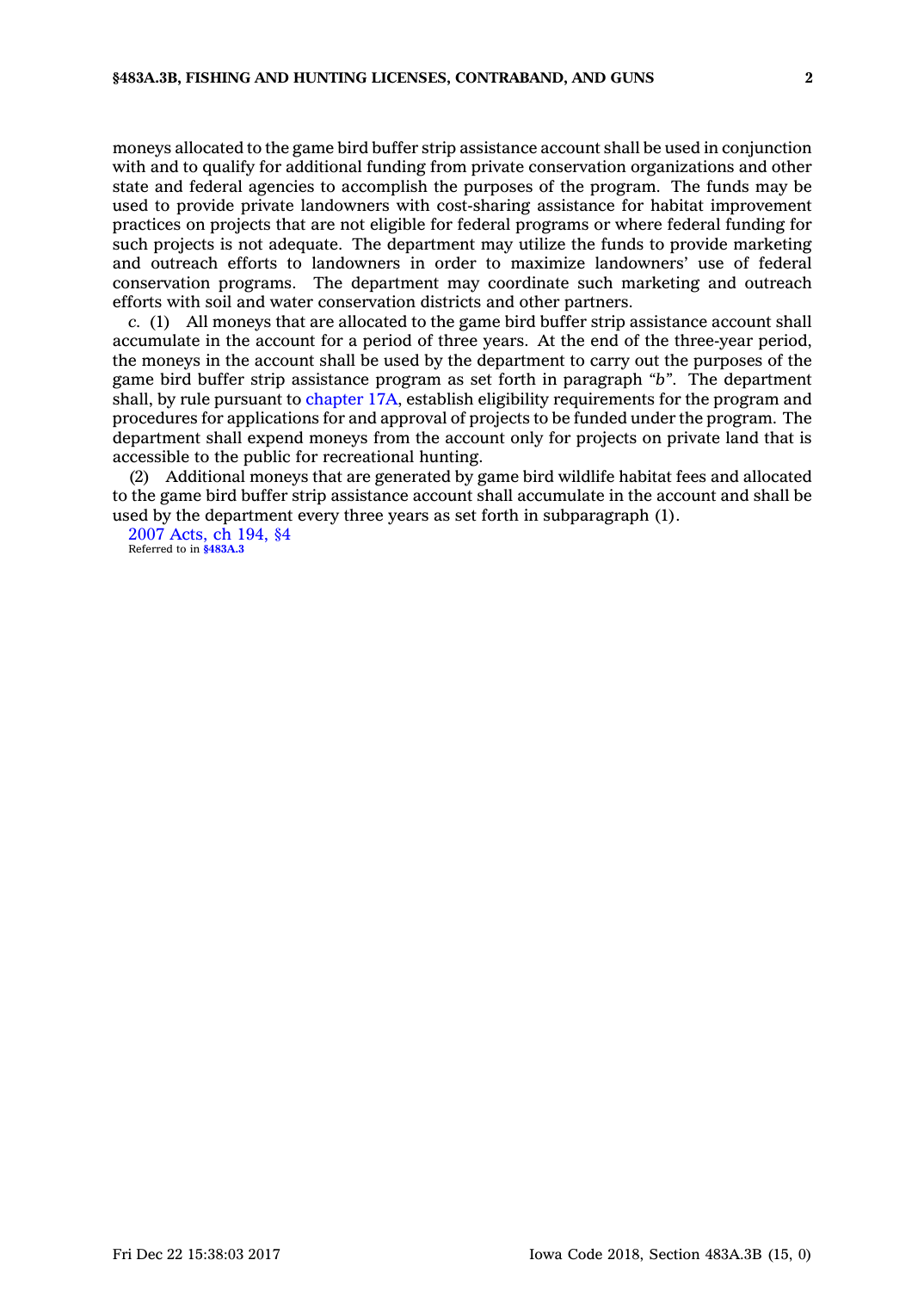moneys allocated to the game bird buffer strip assistance account shall be used in conjunction with and to qualify for additional funding from private conservation organizations and other state and federal agencies to accomplish the purposes of the program. The funds may be used to provide private landowners with cost-sharing assistance for habitat improvement practices on projects that are not eligible for federal programs or where federal funding for such projects is not adequate. The department may utilize the funds to provide marketing and outreach efforts to landowners in order to maximize landowners' use of federal conservation programs. The department may coordinate such marketing and outreach efforts with soil and water conservation districts and other partners.

*c.* (1) All moneys that are allocated to the game bird buffer strip assistance account shall accumulate in the account for a period of three years. At the end of the three-year period, the moneys in the account shall be used by the department to carry out the purposes of the game bird buffer strip assistance program as set forth in paragraph *"b"*. The department shall, by rule pursuant to chapter 17A, establish eligibility requirements for the program and procedures for applications for and approval of projects to be funded under the program. The department shall expend moneys from the account only for projects on private land that is accessible to the public for recreational hunting.

(2) Additional moneys that are generated by game bird wildlife habitat fees and allocated to the game bird buffer strip assistance account shall accumulate in the account and shall be used by the department every three years as set forth in subparagraph (1).

2007 Acts, ch 194, §4

Referred to in **§483A.3**